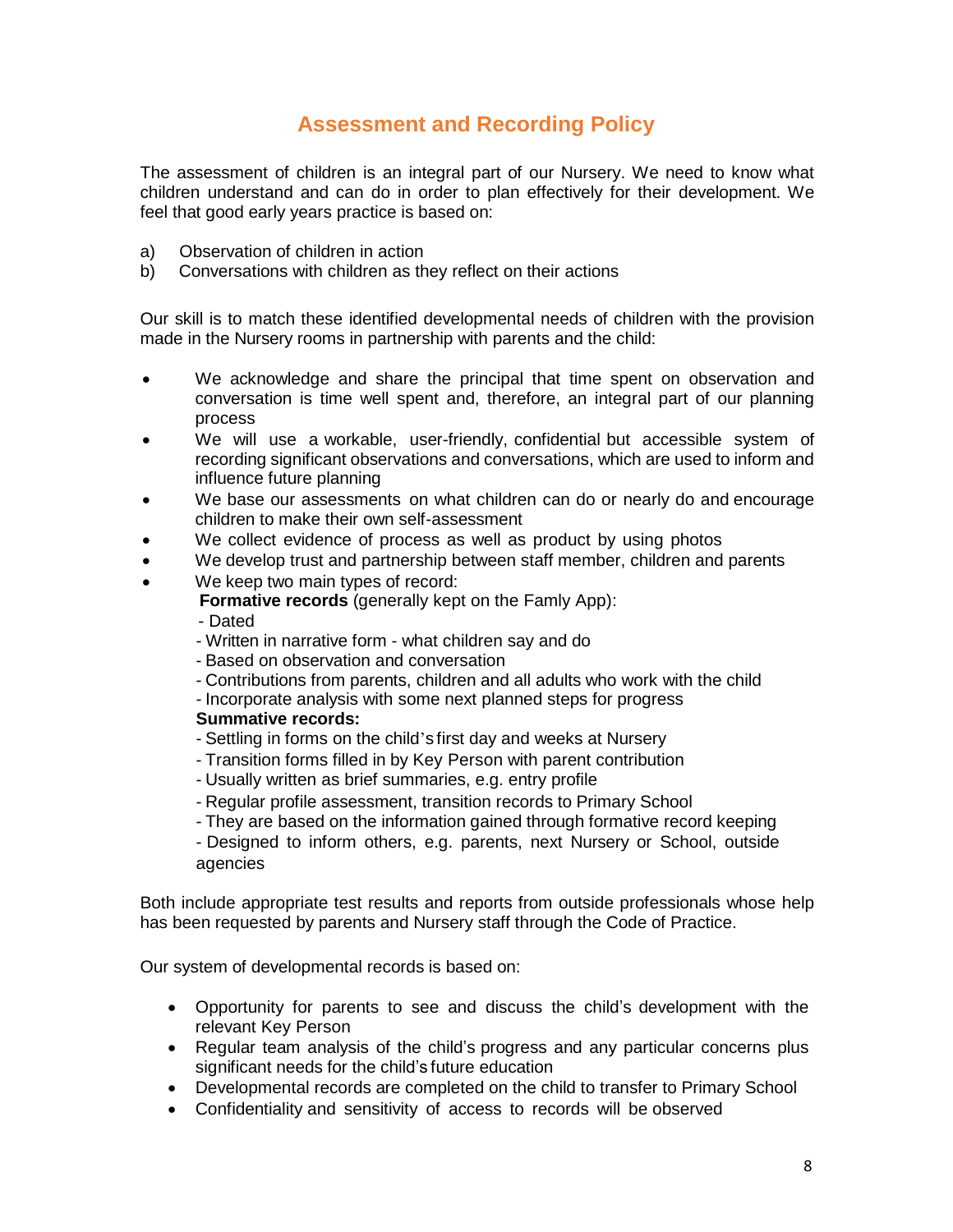# Assessment and Recording Policy

The assessment of children is an integral part of our Nursery. We need to know what children understand and can do in order to plan effectively for their development. We feel that good early years practice is based on:

a) Observation of children in action
b) Conversations with children as they reflect on their actions

Our skill is to match these identified developmental needs of children with the provision made in the Nursery rooms in partnership with parents and the child:

- We acknowledge and share the principal that time spent on observation and conversation is time well spent and, therefore, an integral part of our planning process
- We will use a workable, user-friendly, confidential but accessible system of recording significant observations and conversations, which are used to inform and influence future planning
- We base our assessments on what children can do or nearly do and encourage children to make their own self-assessment
- We collect evidence of process as well as product by using photos
- We develop trust and partnership between staff member, children and parents
- We keep two main types of record:

  **Formative records** (generally kept on the Famly App):
  - Dated
  - Written in narrative form - what children say and do
  - Based on observation and conversation
  - Contributions from parents, children and all adults who work with the child
  - Incorporate analysis with some next planned steps for progress

  **Summative records:**
  - Settling in forms on the child's first day and weeks at Nursery
  - Transition forms filled in by Key Person with parent contribution
  - Usually written as brief summaries, e.g. entry profile
  - Regular profile assessment, transition records to Primary School
  - They are based on the information gained through formative record keeping
  - Designed to inform others, e.g. parents, next Nursery or School, outside agencies

Both include appropriate test results and reports from outside professionals whose help has been requested by parents and Nursery staff through the Code of Practice.

Our system of developmental records is based on:

- Opportunity for parents to see and discuss the child's development with the relevant Key Person
- Regular team analysis of the child's progress and any particular concerns plus significant needs for the child's future education
- Developmental records are completed on the child to transfer to Primary School
- Confidentiality and sensitivity of access to records will be observed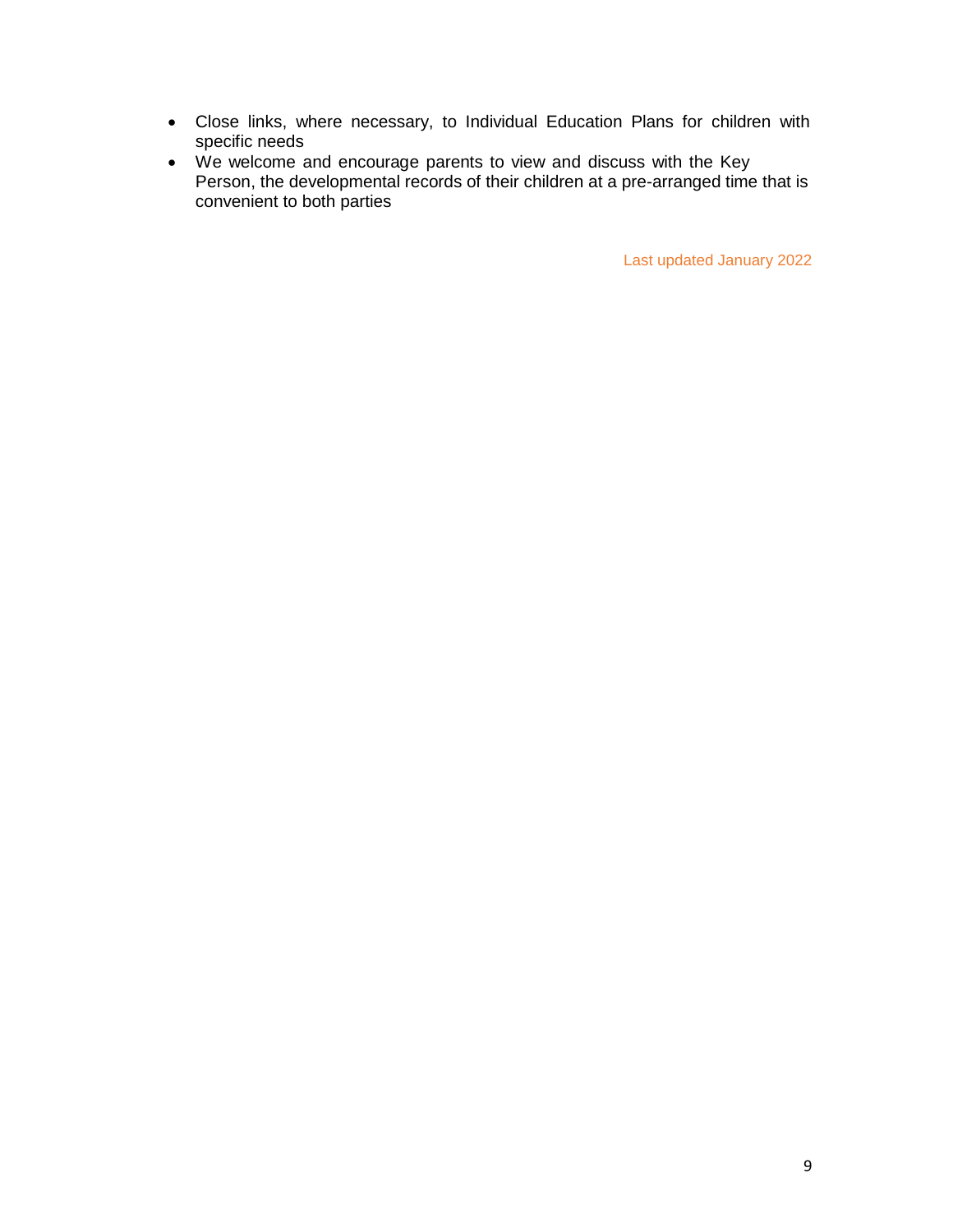- Close links, where necessary, to Individual Education Plans for children with specific needs
- We welcome and encourage parents to view and discuss with the Key Person, the developmental records of their children at a pre-arranged time that is convenient to both parties

Last updated January 2022